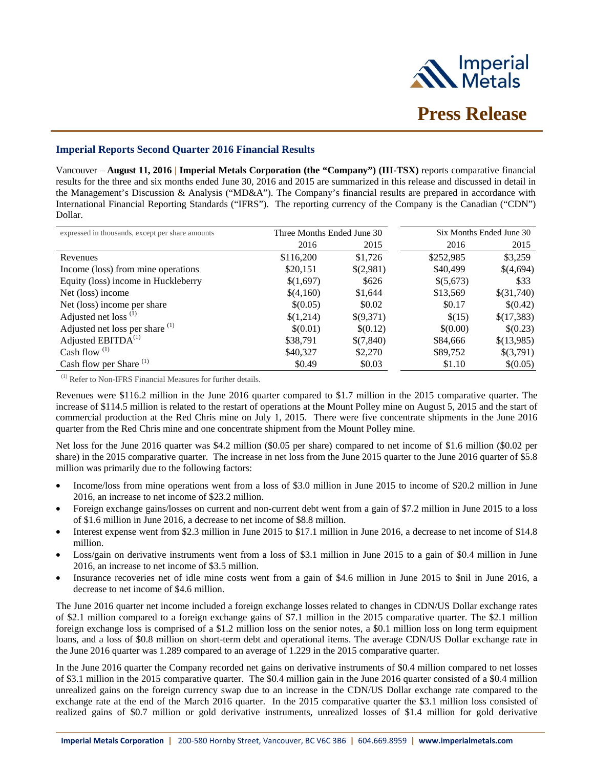# Press Release

## Imperial Reports Second Quarter 2016 Financial Results

Vancouver – **August 11, 2016** | **Imperial Metals Corporation (the "Company") (III-TSX)** reports comparative financial results for the three and six months ended June 30, 2016 and 2015 are summarized in this release and discussed in detail in the Management's Discussion & Analysis ("MD&A"). The Company's financial results are prepared in accordance with International Financial Reporting Standards ("IFRS"). The reporting currency of the Company is the Canadian ("CDN") Dollar.

| expressed in thousands, except per share amounts | Three Months Ended June 30 | | Six Months Ended June 30 | |
|---|---|---|---|---|
| | 2016 | 2015 | 2016 | 2015 |
| Revenues | $116,200 | $1,726 | $252,985 | $3,259 |
| Income (loss) from mine operations | $20,151 | $(2,981) | $40,499 | $(4,694) |
| Equity (loss) income in Huckleberry | $(1,697) | $626 | $(5,673) | $33 |
| Net (loss) income | $(4,160) | $1,644 | $13,569 | $(31,740) |
| Net (loss) income per share | $(0.05) | $0.02 | $0.17 | $(0.42) |
| Adjusted net loss [(1)] | $(1,214) | $(9,371) | $(15) | $(17,383) |
| Adjusted net loss per share [(1)] | $(0.01) | $(0.12) | $(0.00) | $(0.23) |
| Adjusted EBITDA[(1)] | $38,791 | $(7,840) | $84,666 | $(13,985) |
| Cash flow [(1)] | $40,327 | $2,270 | $89,752 | $(3,791) |
| Cash flow per Share [(1)] | $0.49 | $0.03 | $1.10 | $(0.05) |

[(1)] Refer to Non-IFRS Financial Measures for further details.

Revenues were $116.2 million in the June 2016 quarter compared to $1.7 million in the 2015 comparative quarter. The increase of $114.5 million is related to the restart of operations at the Mount Polley mine on August 5, 2015 and the start of commercial production at the Red Chris mine on July 1, 2015. There were five concentrate shipments in the June 2016 quarter from the Red Chris mine and one concentrate shipment from the Mount Polley mine.

Net loss for the June 2016 quarter was $4.2 million ($0.05 per share) compared to net income of $1.6 million ($0.02 per share) in the 2015 comparative quarter. The increase in net loss from the June 2015 quarter to the June 2016 quarter of $5.8 million was primarily due to the following factors:

- Income/loss from mine operations went from a loss of $3.0 million in June 2015 to income of $20.2 million in June 2016, an increase to net income of $23.2 million.
- Foreign exchange gains/losses on current and non-current debt went from a gain of $7.2 million in June 2015 to a loss of $1.6 million in June 2016, a decrease to net income of $8.8 million.
- Interest expense went from $2.3 million in June 2015 to $17.1 million in June 2016, a decrease to net income of $14.8 million.
- Loss/gain on derivative instruments went from a loss of $3.1 million in June 2015 to a gain of $0.4 million in June 2016, an increase to net income of $3.5 million.
- Insurance recoveries net of idle mine costs went from a gain of $4.6 million in June 2015 to $nil in June 2016, a decrease to net income of $4.6 million.

The June 2016 quarter net income included a foreign exchange losses related to changes in CDN/US Dollar exchange rates of $2.1 million compared to a foreign exchange gains of $7.1 million in the 2015 comparative quarter. The $2.1 million foreign exchange loss is comprised of a $1.2 million loss on the senior notes, a $0.1 million loss on long term equipment loans, and a loss of $0.8 million on short-term debt and operational items. The average CDN/US Dollar exchange rate in the June 2016 quarter was 1.289 compared to an average of 1.229 in the 2015 comparative quarter.

In the June 2016 quarter the Company recorded net gains on derivative instruments of $0.4 million compared to net losses of $3.1 million in the 2015 comparative quarter. The $0.4 million gain in the June 2016 quarter consisted of a $0.4 million unrealized gains on the foreign currency swap due to an increase in the CDN/US Dollar exchange rate compared to the exchange rate at the end of the March 2016 quarter. In the 2015 comparative quarter the $3.1 million loss consisted of realized gains of $0.7 million or gold derivative instruments, unrealized losses of $1.4 million for gold derivative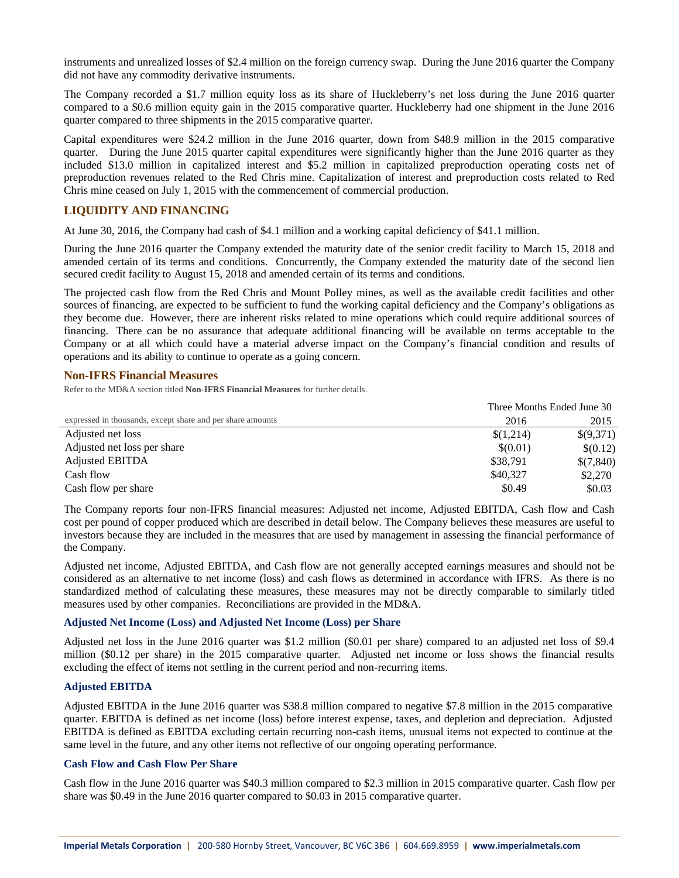instruments and unrealized losses of $2.4 million on the foreign currency swap. During the June 2016 quarter the Company did not have any commodity derivative instruments.

The Company recorded a $1.7 million equity loss as its share of Huckleberry's net loss during the June 2016 quarter compared to a $0.6 million equity gain in the 2015 comparative quarter. Huckleberry had one shipment in the June 2016 quarter compared to three shipments in the 2015 comparative quarter.

Capital expenditures were $24.2 million in the June 2016 quarter, down from $48.9 million in the 2015 comparative quarter. During the June 2015 quarter capital expenditures were significantly higher than the June 2016 quarter as they included $13.0 million in capitalized interest and $5.2 million in capitalized preproduction operating costs net of preproduction revenues related to the Red Chris mine. Capitalization of interest and preproduction costs related to Red Chris mine ceased on July 1, 2015 with the commencement of commercial production.

## LIQUIDITY AND FINANCING

At June 30, 2016, the Company had cash of $4.1 million and a working capital deficiency of $41.1 million.

During the June 2016 quarter the Company extended the maturity date of the senior credit facility to March 15, 2018 and amended certain of its terms and conditions. Concurrently, the Company extended the maturity date of the second lien secured credit facility to August 15, 2018 and amended certain of its terms and conditions.

The projected cash flow from the Red Chris and Mount Polley mines, as well as the available credit facilities and other sources of financing, are expected to be sufficient to fund the working capital deficiency and the Company's obligations as they become due. However, there are inherent risks related to mine operations which could require additional sources of financing. There can be no assurance that adequate additional financing will be available on terms acceptable to the Company or at all which could have a material adverse impact on the Company's financial condition and results of operations and its ability to continue to operate as a going concern.

### Non-IFRS Financial Measures

Refer to the MD&A section titled **Non-IFRS Financial Measures** for further details.

| | Three Months Ended June 30 | |
|---|---|---|
| expressed in thousands, except share and per share amounts | 2016 | 2015 |
| Adjusted net loss | $(1,214) | $(9,371) |
| Adjusted net loss per share | $(0.01) | $(0.12) |
| Adjusted EBITDA | $38,791 | $(7,840) |
| Cash flow | $40,327 | $2,270 |
| Cash flow per share | $0.49 | $0.03 |

The Company reports four non-IFRS financial measures: Adjusted net income, Adjusted EBITDA, Cash flow and Cash cost per pound of copper produced which are described in detail below. The Company believes these measures are useful to investors because they are included in the measures that are used by management in assessing the financial performance of the Company.

Adjusted net income, Adjusted EBITDA, and Cash flow are not generally accepted earnings measures and should not be considered as an alternative to net income (loss) and cash flows as determined in accordance with IFRS. As there is no standardized method of calculating these measures, these measures may not be directly comparable to similarly titled measures used by other companies. Reconciliations are provided in the MD&A.

#### Adjusted Net Income (Loss) and Adjusted Net Income (Loss) per Share

Adjusted net loss in the June 2016 quarter was $1.2 million ($0.01 per share) compared to an adjusted net loss of $9.4 million ($0.12 per share) in the 2015 comparative quarter. Adjusted net income or loss shows the financial results excluding the effect of items not settling in the current period and non-recurring items.

#### Adjusted EBITDA

Adjusted EBITDA in the June 2016 quarter was $38.8 million compared to negative $7.8 million in the 2015 comparative quarter. EBITDA is defined as net income (loss) before interest expense, taxes, and depletion and depreciation. Adjusted EBITDA is defined as EBITDA excluding certain recurring non-cash items, unusual items not expected to continue at the same level in the future, and any other items not reflective of our ongoing operating performance.

#### Cash Flow and Cash Flow Per Share

Cash flow in the June 2016 quarter was $40.3 million compared to $2.3 million in 2015 comparative quarter. Cash flow per share was $0.49 in the June 2016 quarter compared to $0.03 in 2015 comparative quarter.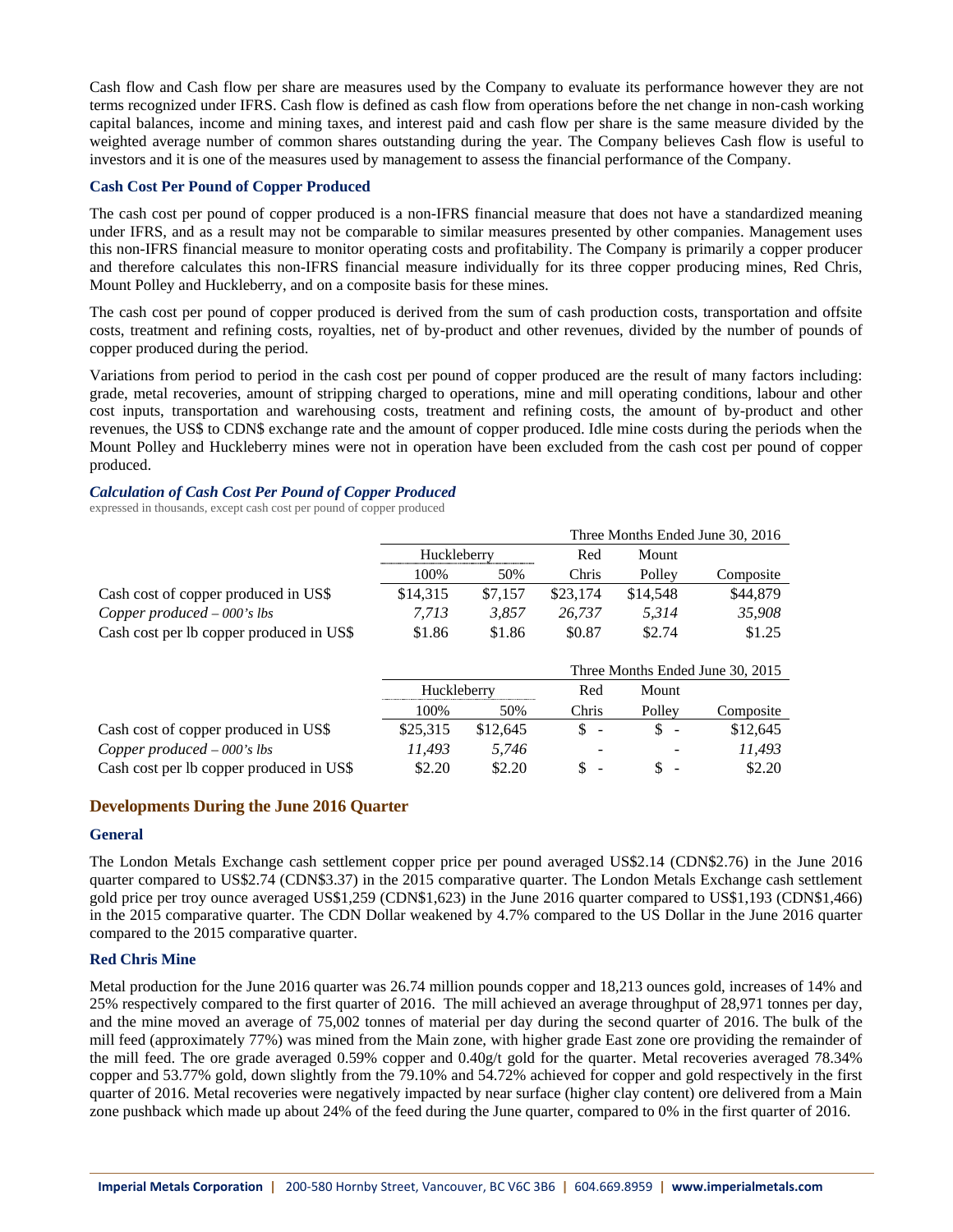Cash flow and Cash flow per share are measures used by the Company to evaluate its performance however they are not terms recognized under IFRS. Cash flow is defined as cash flow from operations before the net change in non-cash working capital balances, income and mining taxes, and interest paid and cash flow per share is the same measure divided by the weighted average number of common shares outstanding during the year. The Company believes Cash flow is useful to investors and it is one of the measures used by management to assess the financial performance of the Company.

### Cash Cost Per Pound of Copper Produced

The cash cost per pound of copper produced is a non-IFRS financial measure that does not have a standardized meaning under IFRS, and as a result may not be comparable to similar measures presented by other companies. Management uses this non-IFRS financial measure to monitor operating costs and profitability. The Company is primarily a copper producer and therefore calculates this non-IFRS financial measure individually for its three copper producing mines, Red Chris, Mount Polley and Huckleberry, and on a composite basis for these mines.

The cash cost per pound of copper produced is derived from the sum of cash production costs, transportation and offsite costs, treatment and refining costs, royalties, net of by-product and other revenues, divided by the number of pounds of copper produced during the period.

Variations from period to period in the cash cost per pound of copper produced are the result of many factors including: grade, metal recoveries, amount of stripping charged to operations, mine and mill operating conditions, labour and other cost inputs, transportation and warehousing costs, treatment and refining costs, the amount of by-product and other revenues, the US$ to CDN$ exchange rate and the amount of copper produced. Idle mine costs during the periods when the Mount Polley and Huckleberry mines were not in operation have been excluded from the cash cost per pound of copper produced.

#### *Calculation of Cash Cost Per Pound of Copper Produced*

expressed in thousands, except cash cost per pound of copper produced

| | Three Months Ended June 30, 2016 | | | | |
|---|---|---|---|---|---|
| | Huckleberry | | Red | Mount | |
| | 100% | 50% | Chris | Polley | Composite |
| Cash cost of copper produced in US$ | $14,315 | $7,157 | $23,174 | $14,548 | $44,879 |
| *Copper produced – 000's lbs* | *7,713* | *3,857* | *26,737* | *5,314* | *35,908* |
| Cash cost per lb copper produced in US$ | $1.86 | $1.86 | $0.87 | $2.74 | $1.25 |

| | Three Months Ended June 30, 2015 | | | | |
|---|---|---|---|---|---|
| | Huckleberry | | Red | Mount | |
| | 100% | 50% | Chris | Polley | Composite |
| Cash cost of copper produced in US$ | $25,315 | $12,645 | $ - | $ - | $12,645 |
| *Copper produced – 000's lbs* | *11,493* | *5,746* | - | - | *11,493* |
| Cash cost per lb copper produced in US$ | $2.20 | $2.20 | $ - | $ - | $2.20 |

## Developments During the June 2016 Quarter

### General

The London Metals Exchange cash settlement copper price per pound averaged US$2.14 (CDN$2.76) in the June 2016 quarter compared to US$2.74 (CDN$3.37) in the 2015 comparative quarter. The London Metals Exchange cash settlement gold price per troy ounce averaged US$1,259 (CDN$1,623) in the June 2016 quarter compared to US$1,193 (CDN$1,466) in the 2015 comparative quarter. The CDN Dollar weakened by 4.7% compared to the US Dollar in the June 2016 quarter compared to the 2015 comparative quarter.

### Red Chris Mine

Metal production for the June 2016 quarter was 26.74 million pounds copper and 18,213 ounces gold, increases of 14% and 25% respectively compared to the first quarter of 2016. The mill achieved an average throughput of 28,971 tonnes per day, and the mine moved an average of 75,002 tonnes of material per day during the second quarter of 2016. The bulk of the mill feed (approximately 77%) was mined from the Main zone, with higher grade East zone ore providing the remainder of the mill feed. The ore grade averaged 0.59% copper and 0.40g/t gold for the quarter. Metal recoveries averaged 78.34% copper and 53.77% gold, down slightly from the 79.10% and 54.72% achieved for copper and gold respectively in the first quarter of 2016. Metal recoveries were negatively impacted by near surface (higher clay content) ore delivered from a Main zone pushback which made up about 24% of the feed during the June quarter, compared to 0% in the first quarter of 2016.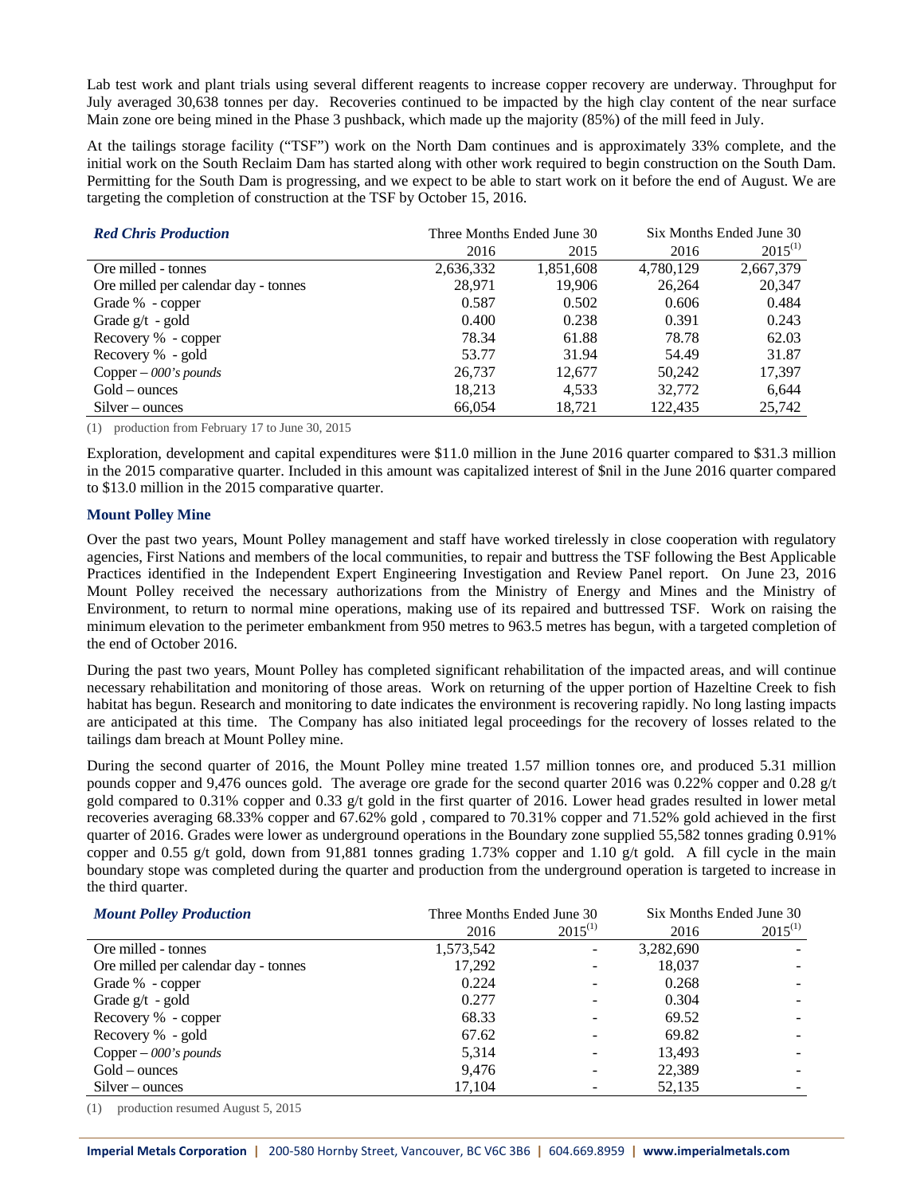Lab test work and plant trials using several different reagents to increase copper recovery are underway. Throughput for July averaged 30,638 tonnes per day. Recoveries continued to be impacted by the high clay content of the near surface Main zone ore being mined in the Phase 3 pushback, which made up the majority (85%) of the mill feed in July.

At the tailings storage facility ("TSF") work on the North Dam continues and is approximately 33% complete, and the initial work on the South Reclaim Dam has started along with other work required to begin construction on the South Dam. Permitting for the South Dam is progressing, and we expect to be able to start work on it before the end of August. We are targeting the completion of construction at the TSF by October 15, 2016.

| ***Red Chris Production*** | Three Months Ended June 30 | | Six Months Ended June 30 | |
|---|---|---|---|---|
| | 2016 | 2015 | 2016 | 2015(1) |
| Ore milled - tonnes | 2,636,332 | 1,851,608 | 4,780,129 | 2,667,379 |
| Ore milled per calendar day - tonnes | 28,971 | 19,906 | 26,264 | 20,347 |
| Grade % - copper | 0.587 | 0.502 | 0.606 | 0.484 |
| Grade g/t - gold | 0.400 | 0.238 | 0.391 | 0.243 |
| Recovery % - copper | 78.34 | 61.88 | 78.78 | 62.03 |
| Recovery % - gold | 53.77 | 31.94 | 54.49 | 31.87 |
| Copper – *000's pounds* | 26,737 | 12,677 | 50,242 | 17,397 |
| Gold – ounces | 18,213 | 4,533 | 32,772 | 6,644 |
| Silver – ounces | 66,054 | 18,721 | 122,435 | 25,742 |

(1) production from February 17 to June 30, 2015

Exploration, development and capital expenditures were $11.0 million in the June 2016 quarter compared to $31.3 million in the 2015 comparative quarter. Included in this amount was capitalized interest of $nil in the June 2016 quarter compared to $13.0 million in the 2015 comparative quarter.

### Mount Polley Mine

Over the past two years, Mount Polley management and staff have worked tirelessly in close cooperation with regulatory agencies, First Nations and members of the local communities, to repair and buttress the TSF following the Best Applicable Practices identified in the Independent Expert Engineering Investigation and Review Panel report. On June 23, 2016 Mount Polley received the necessary authorizations from the Ministry of Energy and Mines and the Ministry of Environment, to return to normal mine operations, making use of its repaired and buttressed TSF. Work on raising the minimum elevation to the perimeter embankment from 950 metres to 963.5 metres has begun, with a targeted completion of the end of October 2016.

During the past two years, Mount Polley has completed significant rehabilitation of the impacted areas, and will continue necessary rehabilitation and monitoring of those areas. Work on returning of the upper portion of Hazeltine Creek to fish habitat has begun. Research and monitoring to date indicates the environment is recovering rapidly. No long lasting impacts are anticipated at this time. The Company has also initiated legal proceedings for the recovery of losses related to the tailings dam breach at Mount Polley mine.

During the second quarter of 2016, the Mount Polley mine treated 1.57 million tonnes ore, and produced 5.31 million pounds copper and 9,476 ounces gold. The average ore grade for the second quarter 2016 was 0.22% copper and 0.28 g/t gold compared to 0.31% copper and 0.33 g/t gold in the first quarter of 2016. Lower head grades resulted in lower metal recoveries averaging 68.33% copper and 67.62% gold , compared to 70.31% copper and 71.52% gold achieved in the first quarter of 2016. Grades were lower as underground operations in the Boundary zone supplied 55,582 tonnes grading 0.91% copper and 0.55 g/t gold, down from 91,881 tonnes grading 1.73% copper and 1.10 g/t gold. A fill cycle in the main boundary stope was completed during the quarter and production from the underground operation is targeted to increase in the third quarter.

| ***Mount Polley Production*** | Three Months Ended June 30 | | Six Months Ended June 30 | |
|---|---|---|---|---|
| | 2016 | 2015(1) | 2016 | 2015(1) |
| Ore milled - tonnes | 1,573,542 | - | 3,282,690 | - |
| Ore milled per calendar day - tonnes | 17,292 | - | 18,037 | - |
| Grade % - copper | 0.224 | - | 0.268 | - |
| Grade g/t - gold | 0.277 | - | 0.304 | - |
| Recovery % - copper | 68.33 | - | 69.52 | - |
| Recovery % - gold | 67.62 | - | 69.82 | - |
| Copper – *000's pounds* | 5,314 | - | 13,493 | - |
| Gold – ounces | 9,476 | - | 22,389 | - |
| Silver – ounces | 17,104 | - | 52,135 | - |

(1) production resumed August 5, 2015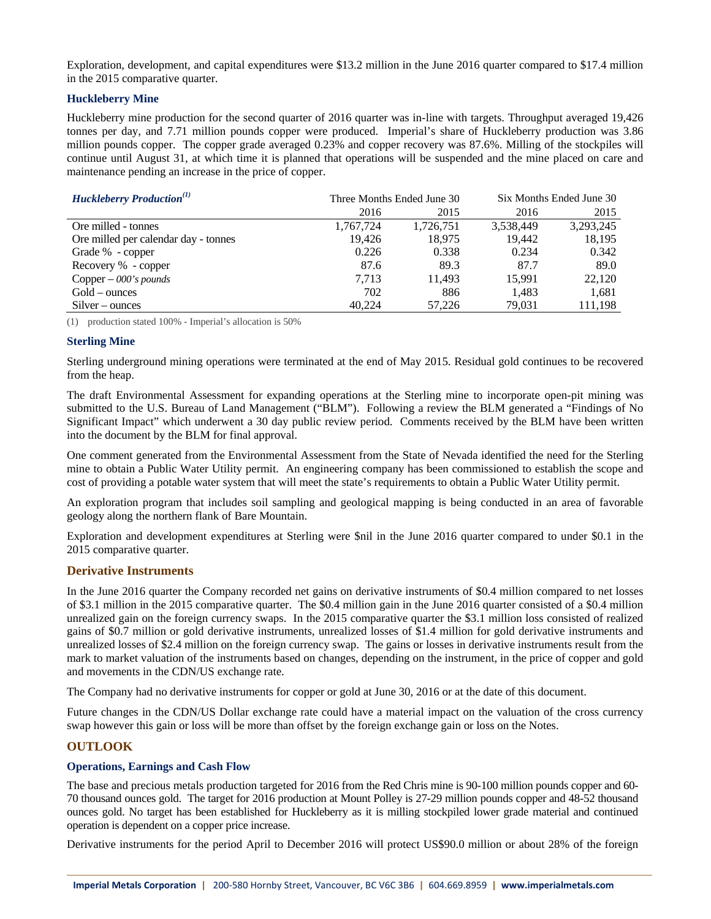Exploration, development, and capital expenditures were $13.2 million in the June 2016 quarter compared to $17.4 million in the 2015 comparative quarter.

### Huckleberry Mine

Huckleberry mine production for the second quarter of 2016 quarter was in-line with targets. Throughput averaged 19,426 tonnes per day, and 7.71 million pounds copper were produced. Imperial's share of Huckleberry production was 3.86 million pounds copper. The copper grade averaged 0.23% and copper recovery was 87.6%. Milling of the stockpiles will continue until August 31, at which time it is planned that operations will be suspended and the mine placed on care and maintenance pending an increase in the price of copper.

| ***Huckleberry Production***[1] | Three Months Ended June 30 | | Six Months Ended June 30 | |
|---|---|---|---|---|
| | 2016 | 2015 | 2016 | 2015 |
| Ore milled - tonnes | 1,767,724 | 1,726,751 | 3,538,449 | 3,293,245 |
| Ore milled per calendar day - tonnes | 19,426 | 18,975 | 19,442 | 18,195 |
| Grade % - copper | 0.226 | 0.338 | 0.234 | 0.342 |
| Recovery % - copper | 87.6 | 89.3 | 87.7 | 89.0 |
| Copper – *000's pounds* | 7,713 | 11,493 | 15,991 | 22,120 |
| Gold – ounces | 702 | 886 | 1,483 | 1,681 |
| Silver – ounces | 40,224 | 57,226 | 79,031 | 111,198 |

(1) production stated 100% - Imperial's allocation is 50%

### Sterling Mine

Sterling underground mining operations were terminated at the end of May 2015. Residual gold continues to be recovered from the heap.

The draft Environmental Assessment for expanding operations at the Sterling mine to incorporate open-pit mining was submitted to the U.S. Bureau of Land Management ("BLM"). Following a review the BLM generated a "Findings of No Significant Impact" which underwent a 30 day public review period. Comments received by the BLM have been written into the document by the BLM for final approval.

One comment generated from the Environmental Assessment from the State of Nevada identified the need for the Sterling mine to obtain a Public Water Utility permit. An engineering company has been commissioned to establish the scope and cost of providing a potable water system that will meet the state's requirements to obtain a Public Water Utility permit.

An exploration program that includes soil sampling and geological mapping is being conducted in an area of favorable geology along the northern flank of Bare Mountain.

Exploration and development expenditures at Sterling were $nil in the June 2016 quarter compared to under $0.1 in the 2015 comparative quarter.

## Derivative Instruments

In the June 2016 quarter the Company recorded net gains on derivative instruments of $0.4 million compared to net losses of $3.1 million in the 2015 comparative quarter. The $0.4 million gain in the June 2016 quarter consisted of a $0.4 million unrealized gain on the foreign currency swaps. In the 2015 comparative quarter the $3.1 million loss consisted of realized gains of $0.7 million or gold derivative instruments, unrealized losses of $1.4 million for gold derivative instruments and unrealized losses of $2.4 million on the foreign currency swap. The gains or losses in derivative instruments result from the mark to market valuation of the instruments based on changes, depending on the instrument, in the price of copper and gold and movements in the CDN/US exchange rate.

The Company had no derivative instruments for copper or gold at June 30, 2016 or at the date of this document.

Future changes in the CDN/US Dollar exchange rate could have a material impact on the valuation of the cross currency swap however this gain or loss will be more than offset by the foreign exchange gain or loss on the Notes.

## OUTLOOK

### Operations, Earnings and Cash Flow

The base and precious metals production targeted for 2016 from the Red Chris mine is 90-100 million pounds copper and 60-70 thousand ounces gold. The target for 2016 production at Mount Polley is 27-29 million pounds copper and 48-52 thousand ounces gold. No target has been established for Huckleberry as it is milling stockpiled lower grade material and continued operation is dependent on a copper price increase.

Derivative instruments for the period April to December 2016 will protect US$90.0 million or about 28% of the foreign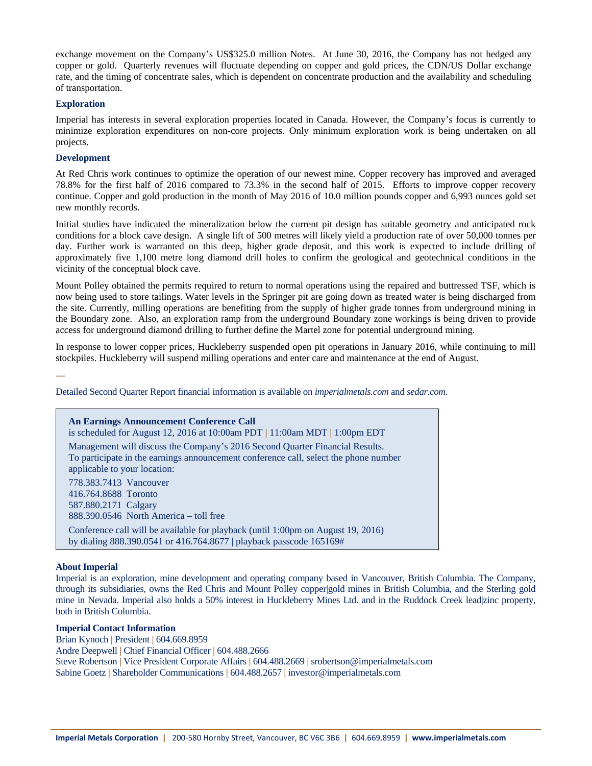exchange movement on the Company's US$325.0 million Notes. At June 30, 2016, the Company has not hedged any copper or gold. Quarterly revenues will fluctuate depending on copper and gold prices, the CDN/US Dollar exchange rate, and the timing of concentrate sales, which is dependent on concentrate production and the availability and scheduling of transportation.

### Exploration

Imperial has interests in several exploration properties located in Canada. However, the Company's focus is currently to minimize exploration expenditures on non-core projects. Only minimum exploration work is being undertaken on all projects.

### Development

At Red Chris work continues to optimize the operation of our newest mine. Copper recovery has improved and averaged 78.8% for the first half of 2016 compared to 73.3% in the second half of 2015. Efforts to improve copper recovery continue. Copper and gold production in the month of May 2016 of 10.0 million pounds copper and 6,993 ounces gold set new monthly records.

Initial studies have indicated the mineralization below the current pit design has suitable geometry and anticipated rock conditions for a block cave design. A single lift of 500 metres will likely yield a production rate of over 50,000 tonnes per day. Further work is warranted on this deep, higher grade deposit, and this work is expected to include drilling of approximately five 1,100 metre long diamond drill holes to confirm the geological and geotechnical conditions in the vicinity of the conceptual block cave.

Mount Polley obtained the permits required to return to normal operations using the repaired and buttressed TSF, which is now being used to store tailings. Water levels in the Springer pit are going down as treated water is being discharged from the site. Currently, milling operations are benefiting from the supply of higher grade tonnes from underground mining in the Boundary zone. Also, an exploration ramp from the underground Boundary zone workings is being driven to provide access for underground diamond drilling to further define the Martel zone for potential underground mining.

In response to lower copper prices, Huckleberry suspended open pit operations in January 2016, while continuing to mill stockpiles. Huckleberry will suspend milling operations and enter care and maintenance at the end of August.

---

Detailed Second Quarter Report financial information is available on *imperialmetals.com* and *sedar.com.*

**An Earnings Announcement Conference Call**
is scheduled for August 12, 2016 at 10:00am PDT | 11:00am MDT | 1:00pm EDT

Management will discuss the Company's 2016 Second Quarter Financial Results.
To participate in the earnings announcement conference call, select the phone number applicable to your location:

778.383.7413 Vancouver
416.764.8688 Toronto
587.880.2171 Calgary
888.390.0546 North America – toll free

Conference call will be available for playback (until 1:00pm on August 19, 2016)
by dialing 888.390.0541 or 416.764.8677 | playback passcode 165169#

### About Imperial

Imperial is an exploration, mine development and operating company based in Vancouver, British Columbia. The Company, through its subsidiaries, owns the Red Chris and Mount Polley copper|gold mines in British Columbia, and the Sterling gold mine in Nevada. Imperial also holds a 50% interest in Huckleberry Mines Ltd. and in the Ruddock Creek lead|zinc property, both in British Columbia.

### Imperial Contact Information

Brian Kynoch | President | 604.669.8959
Andre Deepwell | Chief Financial Officer | 604.488.2666
Steve Robertson | Vice President Corporate Affairs | 604.488.2669 | srobertson@imperialmetals.com
Sabine Goetz | Shareholder Communications | 604.488.2657 | investor@imperialmetals.com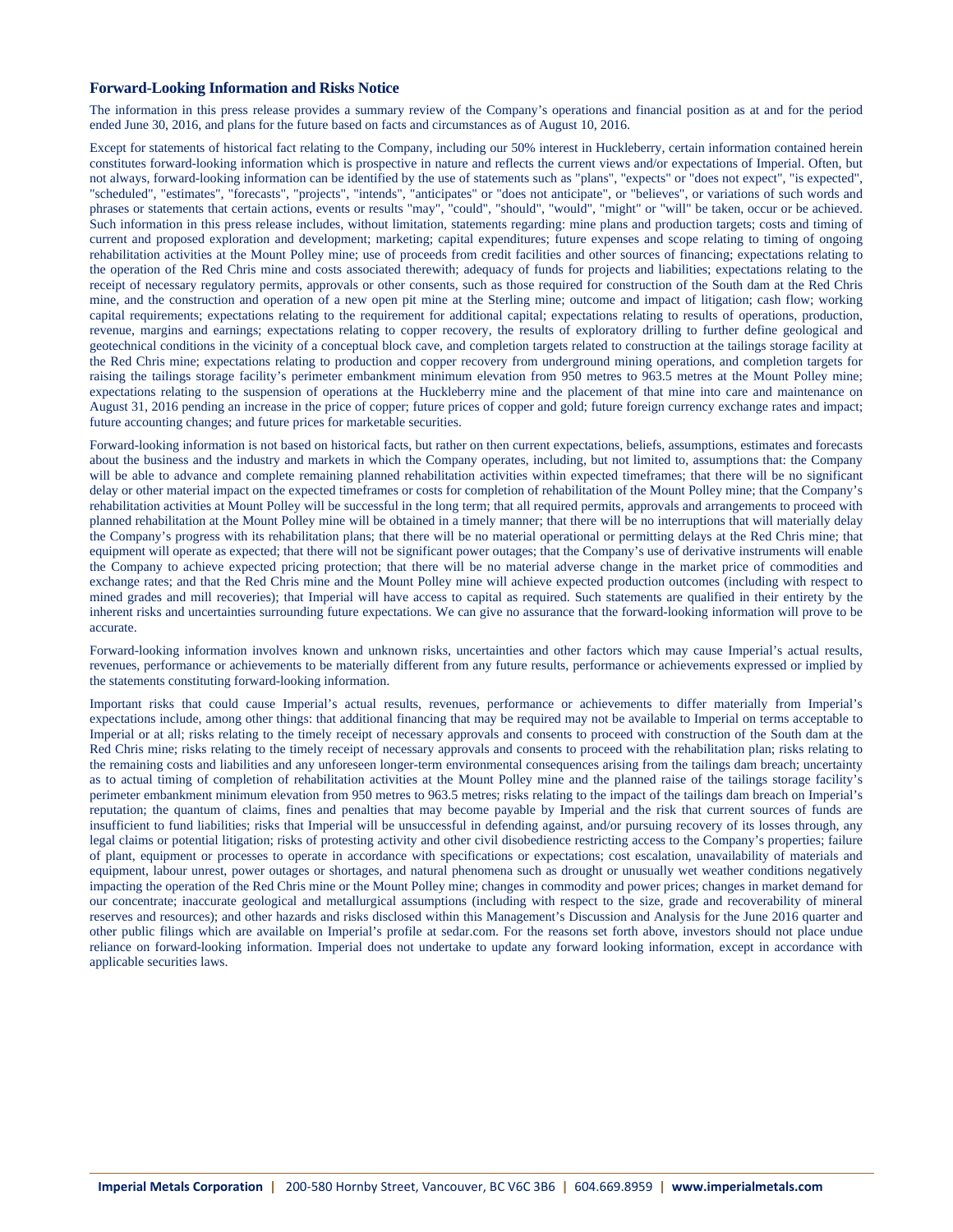### Forward-Looking Information and Risks Notice

The information in this press release provides a summary review of the Company's operations and financial position as at and for the period ended June 30, 2016, and plans for the future based on facts and circumstances as of August 10, 2016.

Except for statements of historical fact relating to the Company, including our 50% interest in Huckleberry, certain information contained herein constitutes forward-looking information which is prospective in nature and reflects the current views and/or expectations of Imperial. Often, but not always, forward-looking information can be identified by the use of statements such as "plans", "expects" or "does not expect", "is expected", "scheduled", "estimates", "forecasts", "projects", "intends", "anticipates" or "does not anticipate", or "believes", or variations of such words and phrases or statements that certain actions, events or results "may", "could", "should", "would", "might" or "will" be taken, occur or be achieved. Such information in this press release includes, without limitation, statements regarding: mine plans and production targets; costs and timing of current and proposed exploration and development; marketing; capital expenditures; future expenses and scope relating to timing of ongoing rehabilitation activities at the Mount Polley mine; use of proceeds from credit facilities and other sources of financing; expectations relating to the operation of the Red Chris mine and costs associated therewith; adequacy of funds for projects and liabilities; expectations relating to the receipt of necessary regulatory permits, approvals or other consents, such as those required for construction of the South dam at the Red Chris mine, and the construction and operation of a new open pit mine at the Sterling mine; outcome and impact of litigation; cash flow; working capital requirements; expectations relating to the requirement for additional capital; expectations relating to results of operations, production, revenue, margins and earnings; expectations relating to copper recovery, the results of exploratory drilling to further define geological and geotechnical conditions in the vicinity of a conceptual block cave, and completion targets related to construction at the tailings storage facility at the Red Chris mine; expectations relating to production and copper recovery from underground mining operations, and completion targets for raising the tailings storage facility's perimeter embankment minimum elevation from 950 metres to 963.5 metres at the Mount Polley mine; expectations relating to the suspension of operations at the Huckleberry mine and the placement of that mine into care and maintenance on August 31, 2016 pending an increase in the price of copper; future prices of copper and gold; future foreign currency exchange rates and impact; future accounting changes; and future prices for marketable securities.

Forward-looking information is not based on historical facts, but rather on then current expectations, beliefs, assumptions, estimates and forecasts about the business and the industry and markets in which the Company operates, including, but not limited to, assumptions that: the Company will be able to advance and complete remaining planned rehabilitation activities within expected timeframes; that there will be no significant delay or other material impact on the expected timeframes or costs for completion of rehabilitation of the Mount Polley mine; that the Company's rehabilitation activities at Mount Polley will be successful in the long term; that all required permits, approvals and arrangements to proceed with planned rehabilitation at the Mount Polley mine will be obtained in a timely manner; that there will be no interruptions that will materially delay the Company's progress with its rehabilitation plans; that there will be no material operational or permitting delays at the Red Chris mine; that equipment will operate as expected; that there will not be significant power outages; that the Company's use of derivative instruments will enable the Company to achieve expected pricing protection; that there will be no material adverse change in the market price of commodities and exchange rates; and that the Red Chris mine and the Mount Polley mine will achieve expected production outcomes (including with respect to mined grades and mill recoveries); that Imperial will have access to capital as required. Such statements are qualified in their entirety by the inherent risks and uncertainties surrounding future expectations. We can give no assurance that the forward-looking information will prove to be accurate.

Forward-looking information involves known and unknown risks, uncertainties and other factors which may cause Imperial's actual results, revenues, performance or achievements to be materially different from any future results, performance or achievements expressed or implied by the statements constituting forward-looking information.

Important risks that could cause Imperial's actual results, revenues, performance or achievements to differ materially from Imperial's expectations include, among other things: that additional financing that may be required may not be available to Imperial on terms acceptable to Imperial or at all; risks relating to the timely receipt of necessary approvals and consents to proceed with construction of the South dam at the Red Chris mine; risks relating to the timely receipt of necessary approvals and consents to proceed with the rehabilitation plan; risks relating to the remaining costs and liabilities and any unforeseen longer-term environmental consequences arising from the tailings dam breach; uncertainty as to actual timing of completion of rehabilitation activities at the Mount Polley mine and the planned raise of the tailings storage facility's perimeter embankment minimum elevation from 950 metres to 963.5 metres; risks relating to the impact of the tailings dam breach on Imperial's reputation; the quantum of claims, fines and penalties that may become payable by Imperial and the risk that current sources of funds are insufficient to fund liabilities; risks that Imperial will be unsuccessful in defending against, and/or pursuing recovery of its losses through, any legal claims or potential litigation; risks of protesting activity and other civil disobedience restricting access to the Company's properties; failure of plant, equipment or processes to operate in accordance with specifications or expectations; cost escalation, unavailability of materials and equipment, labour unrest, power outages or shortages, and natural phenomena such as drought or unusually wet weather conditions negatively impacting the operation of the Red Chris mine or the Mount Polley mine; changes in commodity and power prices; changes in market demand for our concentrate; inaccurate geological and metallurgical assumptions (including with respect to the size, grade and recoverability of mineral reserves and resources); and other hazards and risks disclosed within this Management's Discussion and Analysis for the June 2016 quarter and other public filings which are available on Imperial's profile at sedar.com. For the reasons set forth above, investors should not place undue reliance on forward-looking information. Imperial does not undertake to update any forward looking information, except in accordance with applicable securities laws.